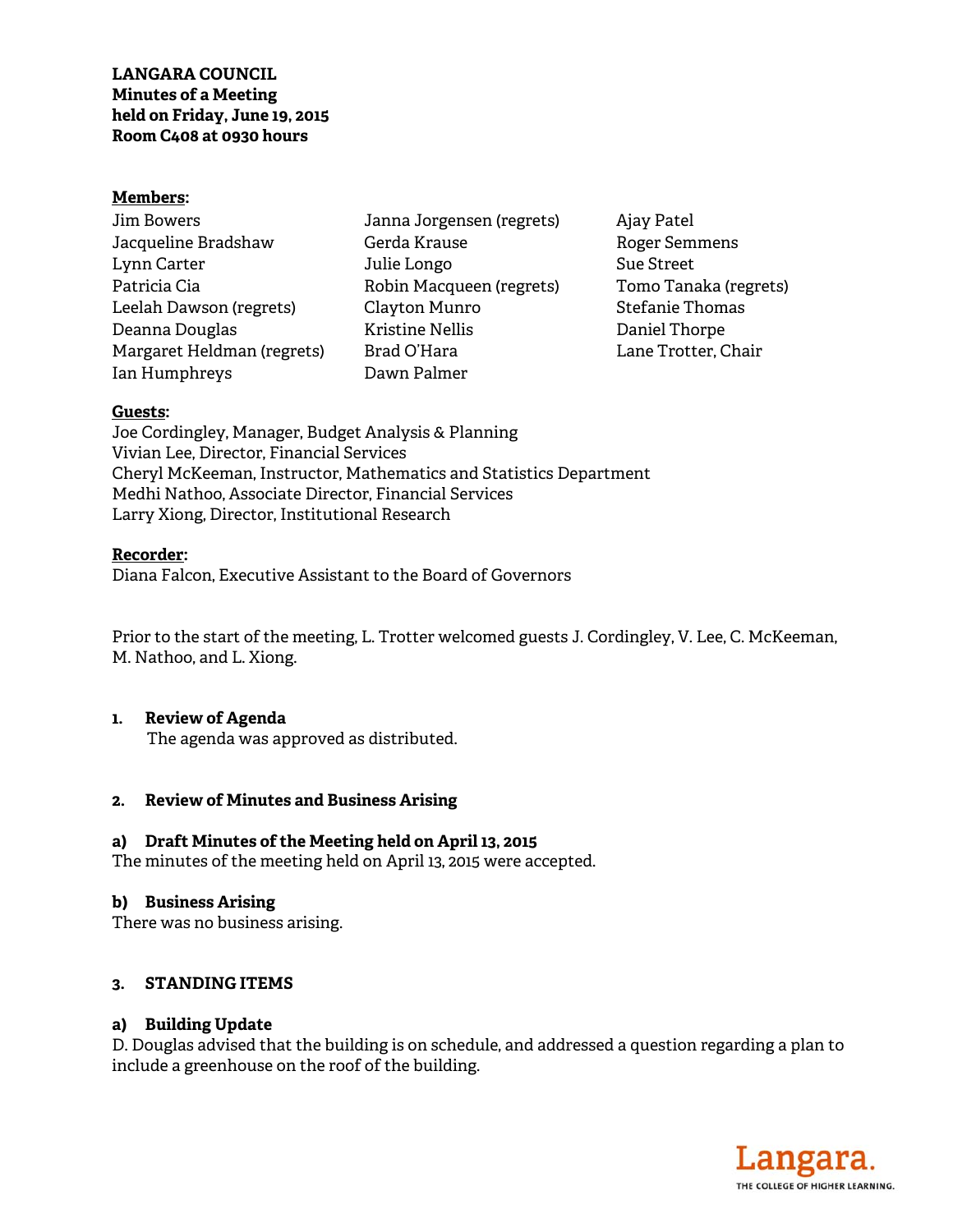**LANGARA COUNCIL**
**Minutes of a Meeting**
**held on Friday, June 19, 2015**
**Room C408 at 0930 hours**

**Members:**

Jim Bowers
Jacqueline Bradshaw
Lynn Carter
Patricia Cia
Leelah Dawson (regrets)
Deanna Douglas
Margaret Heldman (regrets)
Ian Humphreys
Janna Jorgensen (regrets)
Gerda Krause
Julie Longo
Robin Macqueen (regrets)
Clayton Munro
Kristine Nellis
Brad O'Hara
Dawn Palmer
Ajay Patel
Roger Semmens
Sue Street
Tomo Tanaka (regrets)
Stefanie Thomas
Daniel Thorpe
Lane Trotter, Chair

**Guests:**

Joe Cordingley, Manager, Budget Analysis & Planning
Vivian Lee, Director, Financial Services
Cheryl McKeeman, Instructor, Mathematics and Statistics Department
Medhi Nathoo, Associate Director, Financial Services
Larry Xiong, Director, Institutional Research

**Recorder:**

Diana Falcon, Executive Assistant to the Board of Governors

Prior to the start of the meeting, L. Trotter welcomed guests J. Cordingley, V. Lee, C. McKeeman, M. Nathoo, and L. Xiong.

## 1. Review of Agenda

The agenda was approved as distributed.

## 2. Review of Minutes and Business Arising

### a) Draft Minutes of the Meeting held on April 13, 2015

The minutes of the meeting held on April 13, 2015 were accepted.

### b) Business Arising

There was no business arising.

## 3. STANDING ITEMS

### a) Building Update

D. Douglas advised that the building is on schedule, and addressed a question regarding a plan to include a greenhouse on the roof of the building.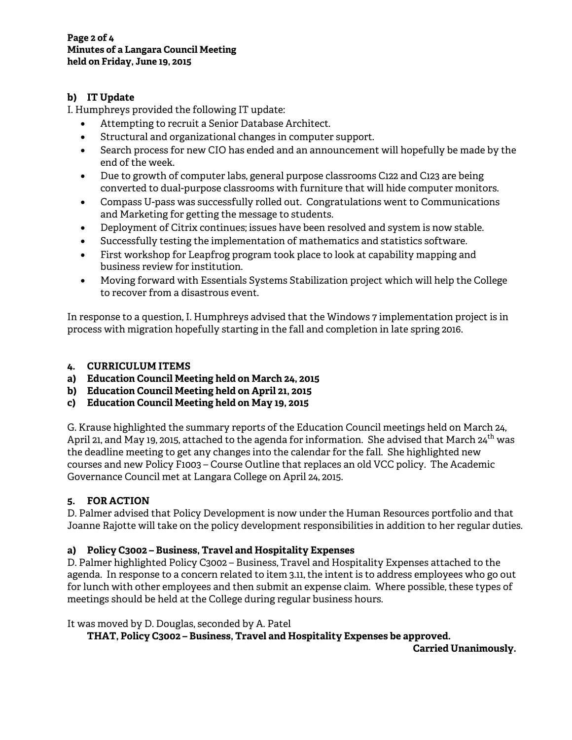**b) IT Update**

I. Humphreys provided the following IT update:

- Attempting to recruit a Senior Database Architect.
- Structural and organizational changes in computer support.
- Search process for new CIO has ended and an announcement will hopefully be made by the end of the week.
- Due to growth of computer labs, general purpose classrooms C122 and C123 are being converted to dual-purpose classrooms with furniture that will hide computer monitors.
- Compass U-pass was successfully rolled out. Congratulations went to Communications and Marketing for getting the message to students.
- Deployment of Citrix continues; issues have been resolved and system is now stable.
- Successfully testing the implementation of mathematics and statistics software.
- First workshop for Leapfrog program took place to look at capability mapping and business review for institution.
- Moving forward with Essentials Systems Stabilization project which will help the College to recover from a disastrous event.

In response to a question, I. Humphreys advised that the Windows 7 implementation project is in process with migration hopefully starting in the fall and completion in late spring 2016.

**4. CURRICULUM ITEMS**

**a) Education Council Meeting held on March 24, 2015**

**b) Education Council Meeting held on April 21, 2015**

**c) Education Council Meeting held on May 19, 2015**

G. Krause highlighted the summary reports of the Education Council meetings held on March 24, April 21, and May 19, 2015, attached to the agenda for information. She advised that March 24th was the deadline meeting to get any changes into the calendar for the fall. She highlighted new courses and new Policy F1003 – Course Outline that replaces an old VCC policy. The Academic Governance Council met at Langara College on April 24, 2015.

**5. FOR ACTION**

D. Palmer advised that Policy Development is now under the Human Resources portfolio and that Joanne Rajotte will take on the policy development responsibilities in addition to her regular duties.

**a) Policy C3002 – Business, Travel and Hospitality Expenses**

D. Palmer highlighted Policy C3002 – Business, Travel and Hospitality Expenses attached to the agenda. In response to a concern related to item 3.11, the intent is to address employees who go out for lunch with other employees and then submit an expense claim. Where possible, these types of meetings should be held at the College during regular business hours.

It was moved by D. Douglas, seconded by A. Patel

**THAT, Policy C3002 – Business, Travel and Hospitality Expenses be approved.**

**Carried Unanimously.**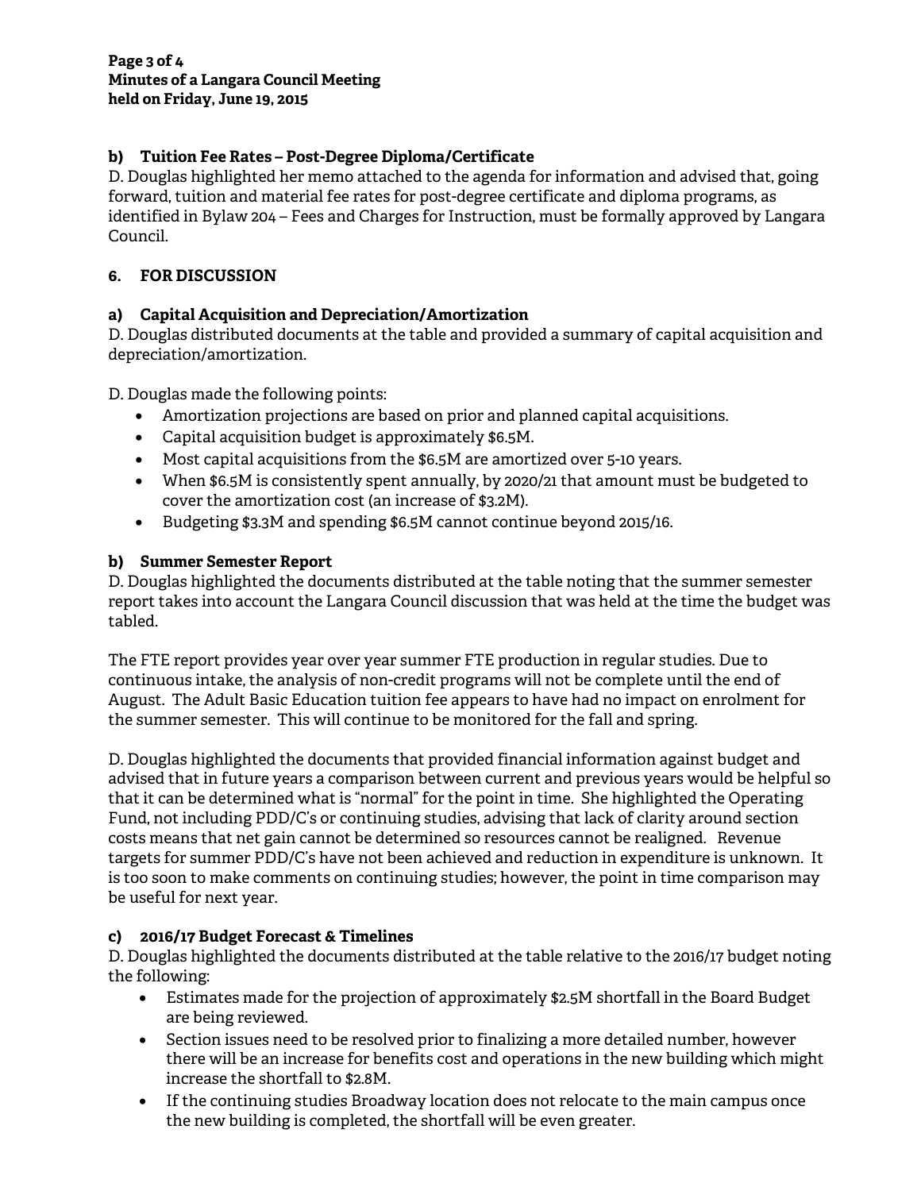**b) Tuition Fee Rates – Post-Degree Diploma/Certificate**

D. Douglas highlighted her memo attached to the agenda for information and advised that, going forward, tuition and material fee rates for post-degree certificate and diploma programs, as identified in Bylaw 204 – Fees and Charges for Instruction, must be formally approved by Langara Council.

## 6. FOR DISCUSSION

**a) Capital Acquisition and Depreciation/Amortization**

D. Douglas distributed documents at the table and provided a summary of capital acquisition and depreciation/amortization.

D. Douglas made the following points:

- Amortization projections are based on prior and planned capital acquisitions.
- Capital acquisition budget is approximately $6.5M.
- Most capital acquisitions from the $6.5M are amortized over 5-10 years.
- When $6.5M is consistently spent annually, by 2020/21 that amount must be budgeted to cover the amortization cost (an increase of $3.2M).
- Budgeting $3.3M and spending $6.5M cannot continue beyond 2015/16.

**b) Summer Semester Report**

D. Douglas highlighted the documents distributed at the table noting that the summer semester report takes into account the Langara Council discussion that was held at the time the budget was tabled.

The FTE report provides year over year summer FTE production in regular studies. Due to continuous intake, the analysis of non-credit programs will not be complete until the end of August. The Adult Basic Education tuition fee appears to have had no impact on enrolment for the summer semester. This will continue to be monitored for the fall and spring.

D. Douglas highlighted the documents that provided financial information against budget and advised that in future years a comparison between current and previous years would be helpful so that it can be determined what is "normal" for the point in time. She highlighted the Operating Fund, not including PDD/C's or continuing studies, advising that lack of clarity around section costs means that net gain cannot be determined so resources cannot be realigned. Revenue targets for summer PDD/C's have not been achieved and reduction in expenditure is unknown. It is too soon to make comments on continuing studies; however, the point in time comparison may be useful for next year.

**c) 2016/17 Budget Forecast & Timelines**

D. Douglas highlighted the documents distributed at the table relative to the 2016/17 budget noting the following:

- Estimates made for the projection of approximately $2.5M shortfall in the Board Budget are being reviewed.
- Section issues need to be resolved prior to finalizing a more detailed number, however there will be an increase for benefits cost and operations in the new building which might increase the shortfall to $2.8M.
- If the continuing studies Broadway location does not relocate to the main campus once the new building is completed, the shortfall will be even greater.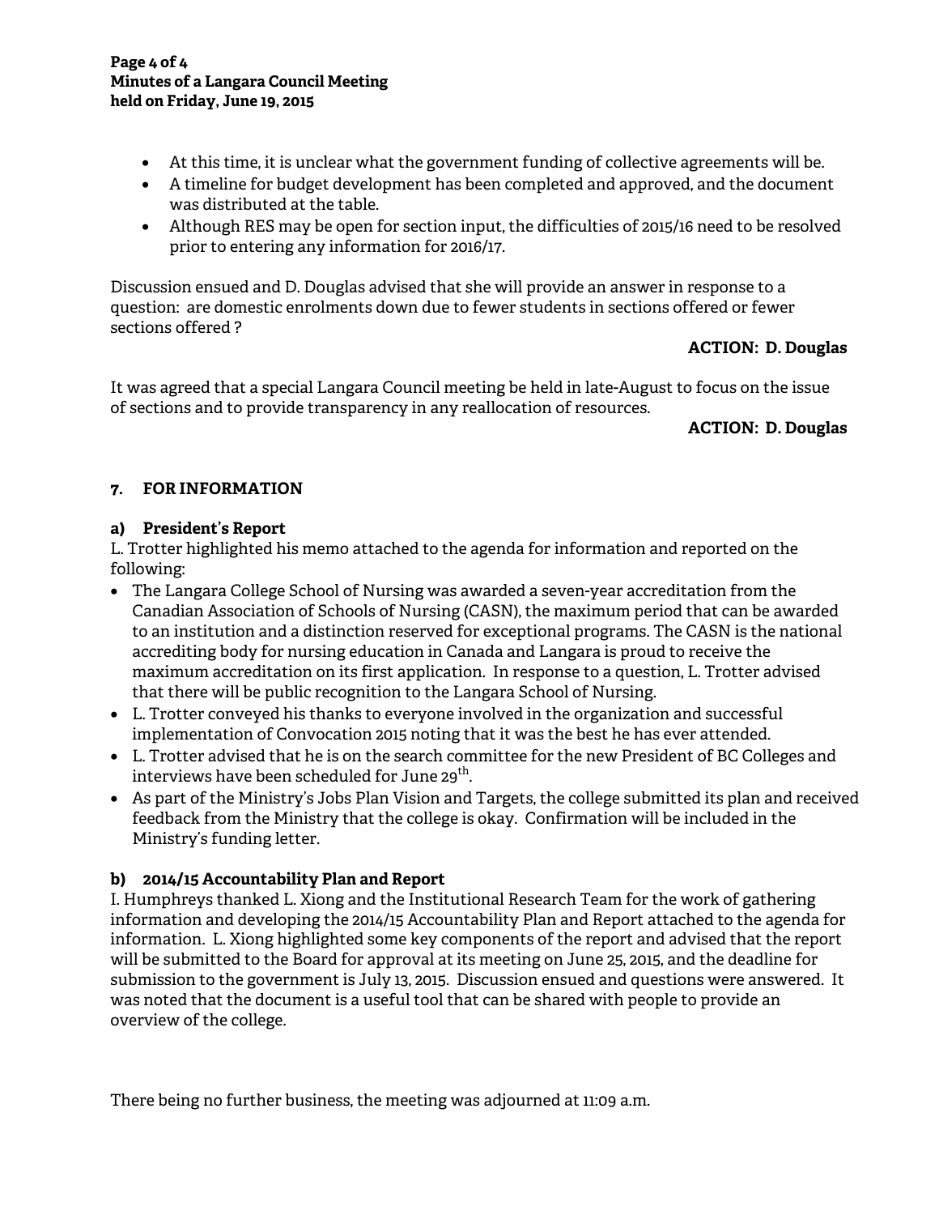- At this time, it is unclear what the government funding of collective agreements will be.
- A timeline for budget development has been completed and approved, and the document was distributed at the table.
- Although RES may be open for section input, the difficulties of 2015/16 need to be resolved prior to entering any information for 2016/17.

Discussion ensued and D. Douglas advised that she will provide an answer in response to a question: are domestic enrolments down due to fewer students in sections offered or fewer sections offered ?

**ACTION: D. Douglas**

It was agreed that a special Langara Council meeting be held in late-August to focus on the issue of sections and to provide transparency in any reallocation of resources.

**ACTION: D. Douglas**

## 7. FOR INFORMATION

### a) President's Report

L. Trotter highlighted his memo attached to the agenda for information and reported on the following:

- The Langara College School of Nursing was awarded a seven-year accreditation from the Canadian Association of Schools of Nursing (CASN), the maximum period that can be awarded to an institution and a distinction reserved for exceptional programs. The CASN is the national accrediting body for nursing education in Canada and Langara is proud to receive the maximum accreditation on its first application. In response to a question, L. Trotter advised that there will be public recognition to the Langara School of Nursing.
- L. Trotter conveyed his thanks to everyone involved in the organization and successful implementation of Convocation 2015 noting that it was the best he has ever attended.
- L. Trotter advised that he is on the search committee for the new President of BC Colleges and interviews have been scheduled for June 29th.
- As part of the Ministry's Jobs Plan Vision and Targets, the college submitted its plan and received feedback from the Ministry that the college is okay. Confirmation will be included in the Ministry's funding letter.

### b) 2014/15 Accountability Plan and Report

I. Humphreys thanked L. Xiong and the Institutional Research Team for the work of gathering information and developing the 2014/15 Accountability Plan and Report attached to the agenda for information. L. Xiong highlighted some key components of the report and advised that the report will be submitted to the Board for approval at its meeting on June 25, 2015, and the deadline for submission to the government is July 13, 2015. Discussion ensued and questions were answered. It was noted that the document is a useful tool that can be shared with people to provide an overview of the college.

There being no further business, the meeting was adjourned at 11:09 a.m.